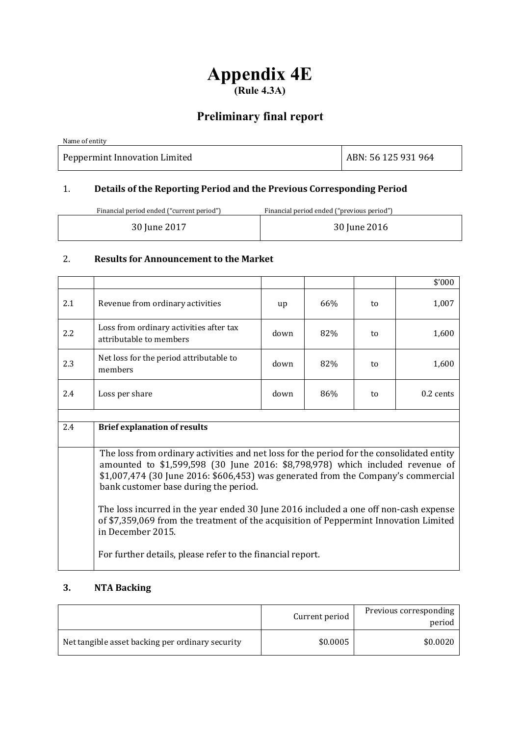# Appendix 4E

**(Rule 4.3A)**

## Preliminary final report

| Name of entity | |
|---|---|
| Peppermint Innovation Limited | ABN: 56 125 931 964 |

### 1. Details of the Reporting Period and the Previous Corresponding Period

| Financial period ended ("current period") | Financial period ended ("previous period") |
|---|---|
| 30 June 2017 | 30 June 2016 |

### 2. Results for Announcement to the Market

| | | | | | $'000 |
|---|---|---|---|---|---|
| 2.1 | Revenue from ordinary activities | up | 66% | to | 1,007 |
| 2.2 | Loss from ordinary activities after tax attributable to members | down | 82% | to | 1,600 |
| 2.3 | Net loss for the period attributable to members | down | 82% | to | 1,600 |
| 2.4 | Loss per share | down | 86% | to | 0.2 cents |

| 2.4 | **Brief explanation of results** |
|---|---|
| | The loss from ordinary activities and net loss for the period for the consolidated entity amounted to $1,599,598 (30 June 2016: $8,798,978) which included revenue of $1,007,474 (30 June 2016: $606,453) was generated from the Company's commercial bank customer base during the period.<br><br>The loss incurred in the year ended 30 June 2016 included a one off non-cash expense of $7,359,069 from the treatment of the acquisition of Peppermint Innovation Limited in December 2015.<br><br>For further details, please refer to the financial report. |

### 3. NTA Backing

| | Current period | Previous corresponding period |
|---|---|---|
| Net tangible asset backing per ordinary security | $0.0005 | $0.0020 |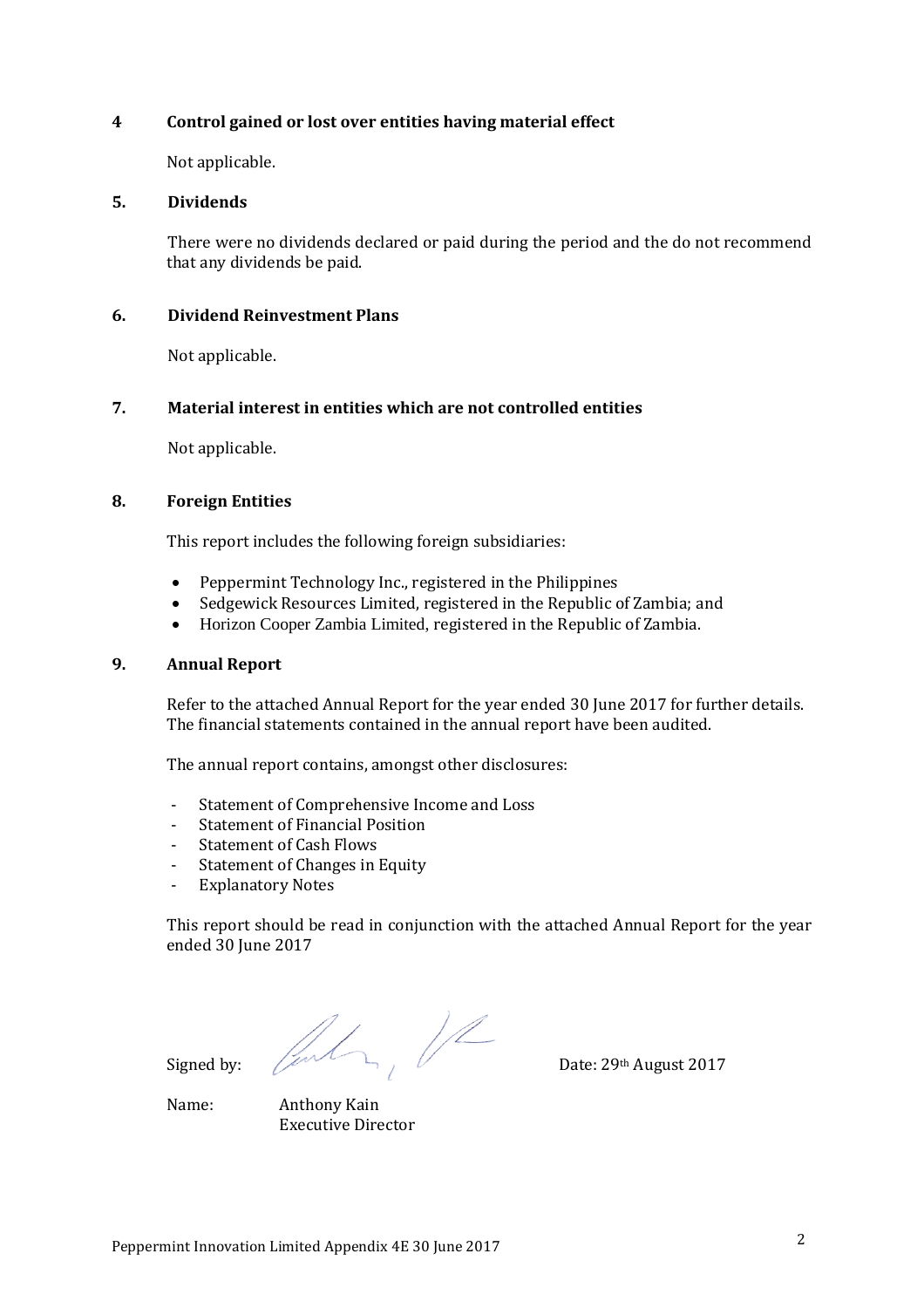## 4 Control gained or lost over entities having material effect

Not applicable.

## 5. Dividends

There were no dividends declared or paid during the period and the do not recommend that any dividends be paid.

## 6. Dividend Reinvestment Plans

Not applicable.

## 7. Material interest in entities which are not controlled entities

Not applicable.

## 8. Foreign Entities

This report includes the following foreign subsidiaries:

- Peppermint Technology Inc., registered in the Philippines
- Sedgewick Resources Limited, registered in the Republic of Zambia; and
- Horizon Cooper Zambia Limited, registered in the Republic of Zambia.

## 9. Annual Report

Refer to the attached Annual Report for the year ended 30 June 2017 for further details. The financial statements contained in the annual report have been audited.

The annual report contains, amongst other disclosures:

- Statement of Comprehensive Income and Loss
- Statement of Financial Position
- Statement of Cash Flows
- Statement of Changes in Equity
- Explanatory Notes

This report should be read in conjunction with the attached Annual Report for the year ended 30 June 2017

Signed by: Date: 29th August 2017

Name: Anthony Kain
Executive Director